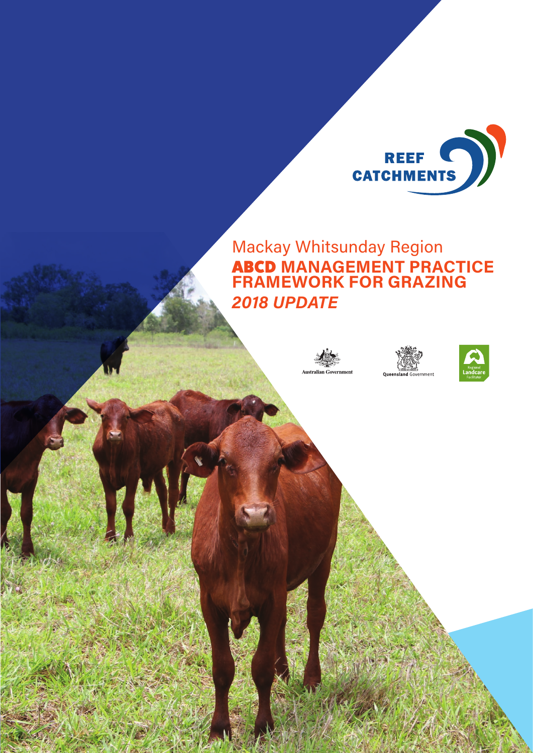REEF CATCHMENTS

Mackay Whitsunday Region

# ABCD MANAGEMENT PRACTICE FRAMEWORK FOR GRAZING

***2018 UPDATE***

Australian Government

Queensland Government

Regional Landcare Facilitator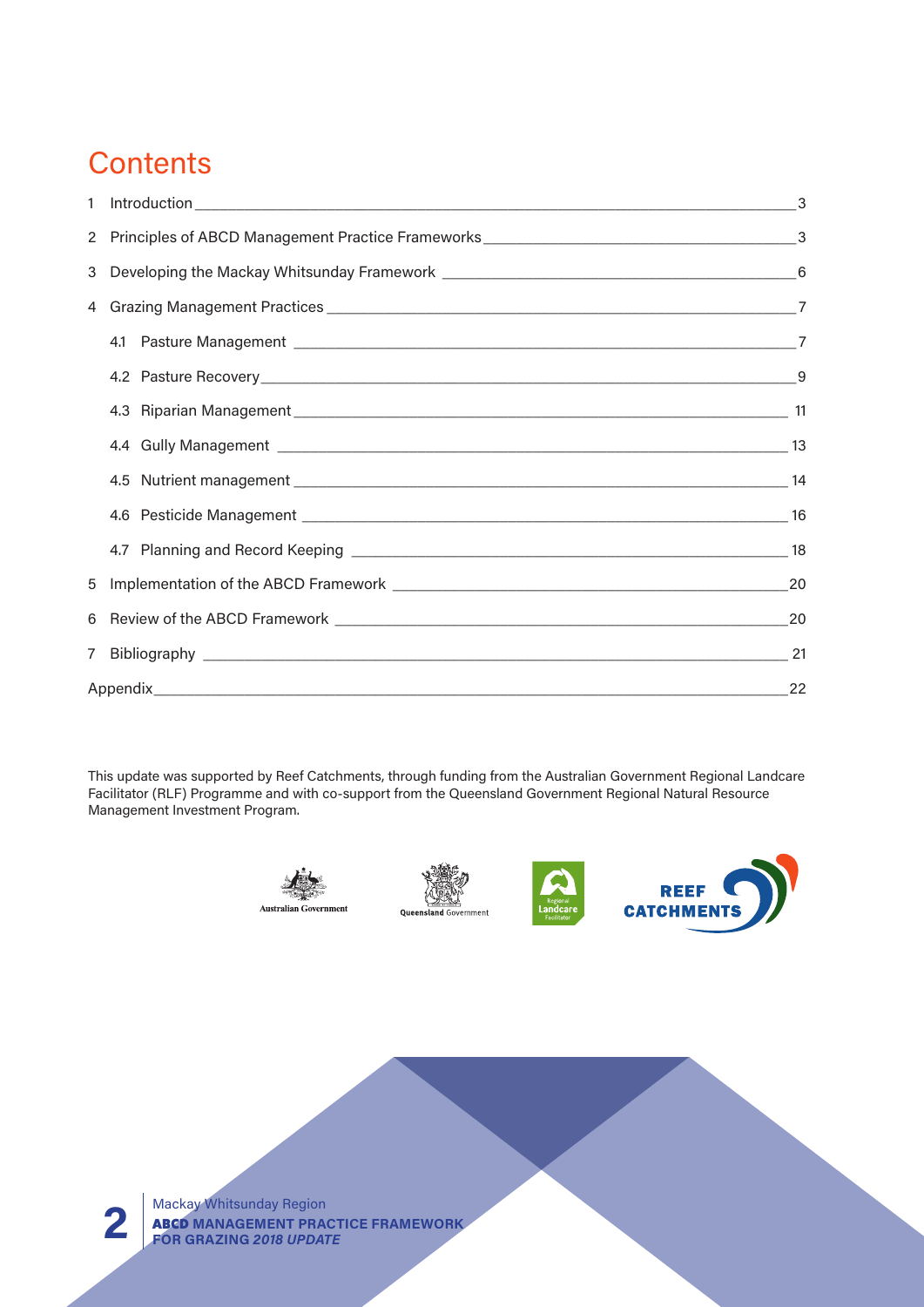# Contents

1 Introduction 3

2 Principles of ABCD Management Practice Frameworks 3

3 Developing the Mackay Whitsunday Framework 6

4 Grazing Management Practices 7

- 4.1 Pasture Management 7
- 4.2 Pasture Recovery 9
- 4.3 Riparian Management 11
- 4.4 Gully Management 13
- 4.5 Nutrient management 14
- 4.6 Pesticide Management 16
- 4.7 Planning and Record Keeping 18

5 Implementation of the ABCD Framework 20

6 Review of the ABCD Framework 20

7 Bibliography 21

Appendix 22

This update was supported by Reef Catchments, through funding from the Australian Government Regional Landcare Facilitator (RLF) Programme and with co-support from the Queensland Government Regional Natural Resource Management Investment Program.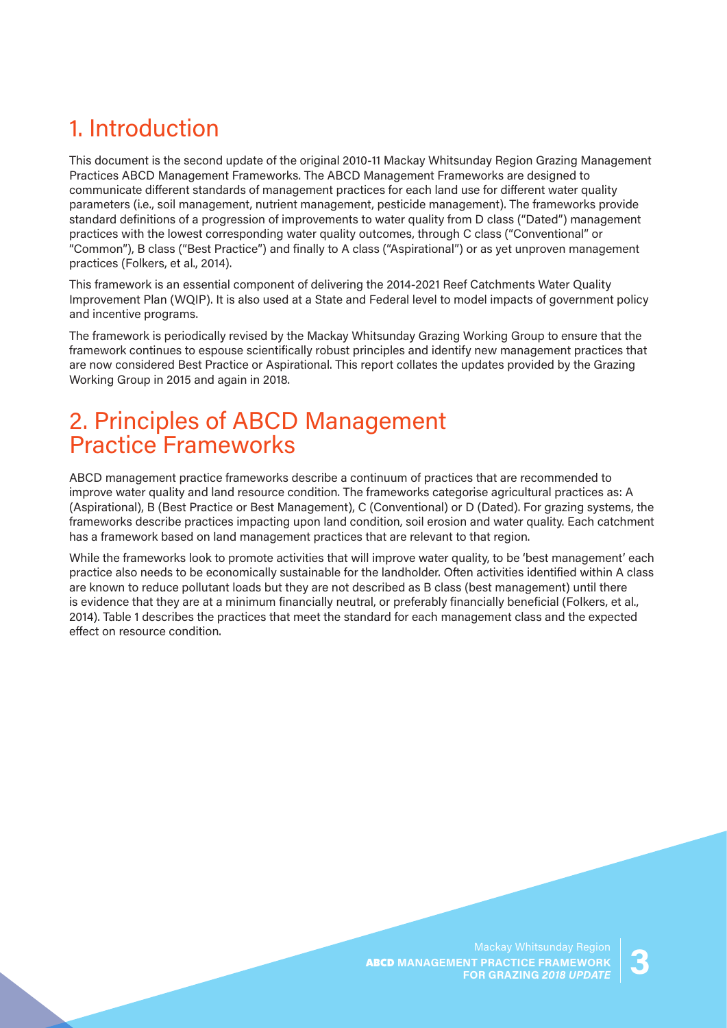# 1. Introduction

This document is the second update of the original 2010-11 Mackay Whitsunday Region Grazing Management Practices ABCD Management Frameworks. The ABCD Management Frameworks are designed to communicate different standards of management practices for each land use for different water quality parameters (i.e., soil management, nutrient management, pesticide management). The frameworks provide standard definitions of a progression of improvements to water quality from D class ("Dated") management practices with the lowest corresponding water quality outcomes, through C class ("Conventional" or "Common"), B class ("Best Practice") and finally to A class ("Aspirational") or as yet unproven management practices (Folkers, et al., 2014).

This framework is an essential component of delivering the 2014-2021 Reef Catchments Water Quality Improvement Plan (WQIP). It is also used at a State and Federal level to model impacts of government policy and incentive programs.

The framework is periodically revised by the Mackay Whitsunday Grazing Working Group to ensure that the framework continues to espouse scientifically robust principles and identify new management practices that are now considered Best Practice or Aspirational. This report collates the updates provided by the Grazing Working Group in 2015 and again in 2018.

# 2. Principles of ABCD Management Practice Frameworks

ABCD management practice frameworks describe a continuum of practices that are recommended to improve water quality and land resource condition. The frameworks categorise agricultural practices as: A (Aspirational), B (Best Practice or Best Management), C (Conventional) or D (Dated). For grazing systems, the frameworks describe practices impacting upon land condition, soil erosion and water quality. Each catchment has a framework based on land management practices that are relevant to that region.

While the frameworks look to promote activities that will improve water quality, to be 'best management' each practice also needs to be economically sustainable for the landholder. Often activities identified within A class are known to reduce pollutant loads but they are not described as B class (best management) until there is evidence that they are at a minimum financially neutral, or preferably financially beneficial (Folkers, et al., 2014). Table 1 describes the practices that meet the standard for each management class and the expected effect on resource condition.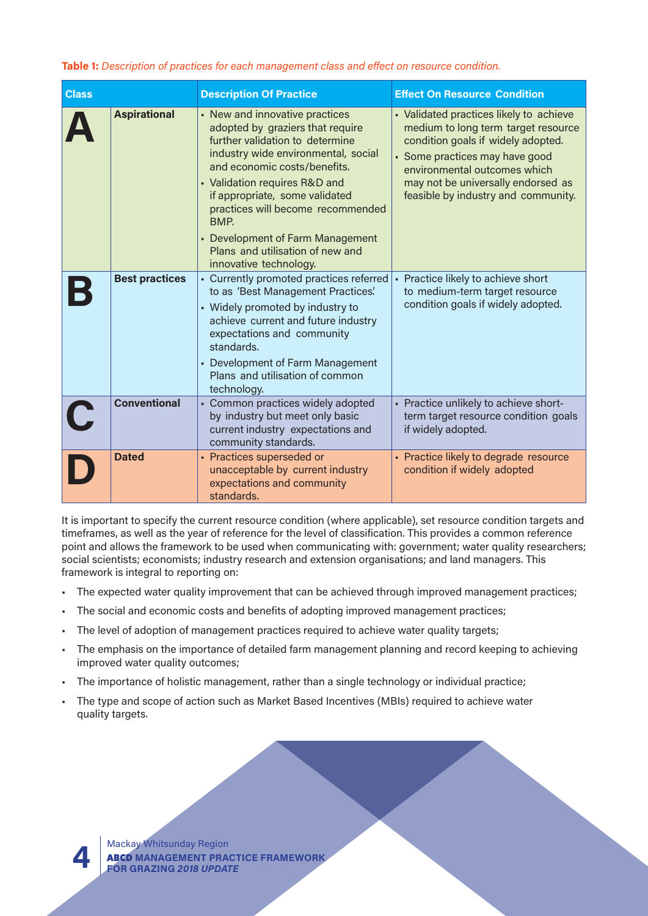**Table 1:** *Description of practices for each management class and effect on resource condition.*

| Class | | Description Of Practice | Effect On Resource Condition |
|---|---|---|---|
| **A** | **Aspirational** | • New and innovative practices adopted by graziers that require further validation to determine industry wide environmental, social and economic costs/benefits.<br>• Validation requires R&D and if appropriate, some validated practices will become recommended BMP.<br>• Development of Farm Management Plans and utilisation of new and innovative technology. | • Validated practices likely to achieve medium to long term target resource condition goals if widely adopted.<br>• Some practices may have good environmental outcomes which may not be universally endorsed as feasible by industry and community. |
| **B** | **Best practices** | • Currently promoted practices referred to as 'Best Management Practices'.<br>• Widely promoted by industry to achieve current and future industry expectations and community standards.<br>• Development of Farm Management Plans and utilisation of common technology. | • Practice likely to achieve short to medium-term target resource condition goals if widely adopted. |
| **C** | **Conventional** | • Common practices widely adopted by industry but meet only basic current industry expectations and community standards. | • Practice unlikely to achieve short-term target resource condition goals if widely adopted. |
| **D** | **Dated** | • Practices superseded or unacceptable by current industry expectations and community standards. | • Practice likely to degrade resource condition if widely adopted |

It is important to specify the current resource condition (where applicable), set resource condition targets and timeframes, as well as the year of reference for the level of classification. This provides a common reference point and allows the framework to be used when communicating with: government; water quality researchers; social scientists; economists; industry research and extension organisations; and land managers. This framework is integral to reporting on:

- The expected water quality improvement that can be achieved through improved management practices;
- The social and economic costs and benefits of adopting improved management practices;
- The level of adoption of management practices required to achieve water quality targets;
- The emphasis on the importance of detailed farm management planning and record keeping to achieving improved water quality outcomes;
- The importance of holistic management, rather than a single technology or individual practice;
- The type and scope of action such as Market Based Incentives (MBIs) required to achieve water quality targets.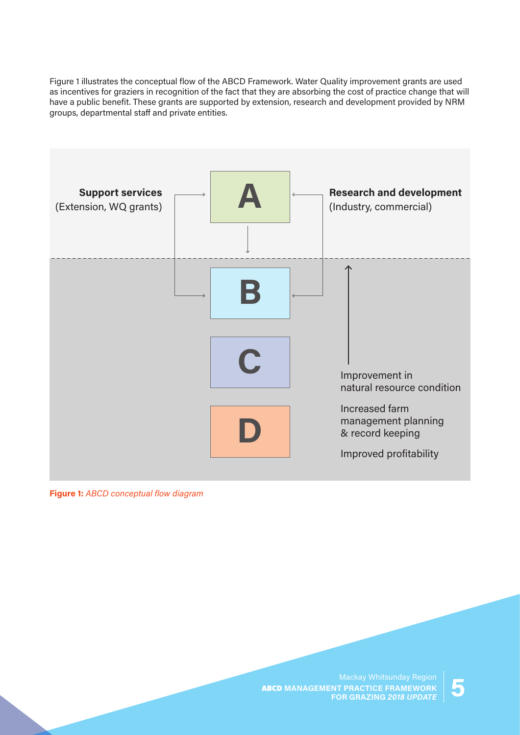Figure 1 illustrates the conceptual flow of the ABCD Framework. Water Quality improvement grants are used as incentives for graziers in recognition of the fact that they are absorbing the cost of practice change that will have a public benefit. These grants are supported by extension, research and development provided by NRM groups, departmental staff and private entities.

**Support services**
(Extension, WQ grants)

**A**

**Research and development**
(Industry, commercial)

**B**

**C**

**D**

Improvement in natural resource condition

Increased farm management planning & record keeping

Improved profitability

**Figure 1:** *ABCD conceptual flow diagram*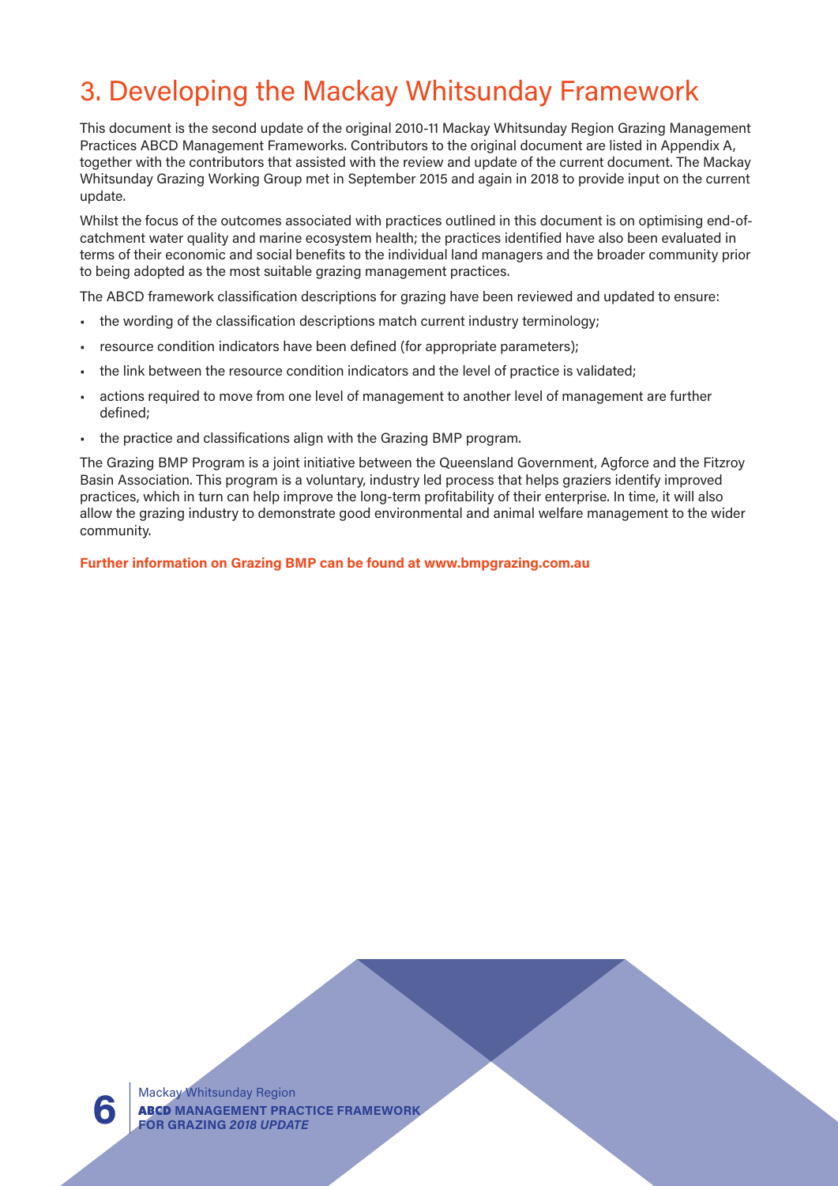# 3. Developing the Mackay Whitsunday Framework

This document is the second update of the original 2010-11 Mackay Whitsunday Region Grazing Management Practices ABCD Management Frameworks. Contributors to the original document are listed in Appendix A, together with the contributors that assisted with the review and update of the current document. The Mackay Whitsunday Grazing Working Group met in September 2015 and again in 2018 to provide input on the current update.

Whilst the focus of the outcomes associated with practices outlined in this document is on optimising end-of-catchment water quality and marine ecosystem health; the practices identified have also been evaluated in terms of their economic and social benefits to the individual land managers and the broader community prior to being adopted as the most suitable grazing management practices.

The ABCD framework classification descriptions for grazing have been reviewed and updated to ensure:

- the wording of the classification descriptions match current industry terminology;
- resource condition indicators have been defined (for appropriate parameters);
- the link between the resource condition indicators and the level of practice is validated;
- actions required to move from one level of management to another level of management are further defined;
- the practice and classifications align with the Grazing BMP program.

The Grazing BMP Program is a joint initiative between the Queensland Government, Agforce and the Fitzroy Basin Association. This program is a voluntary, industry led process that helps graziers identify improved practices, which in turn can help improve the long-term profitability of their enterprise. In time, it will also allow the grazing industry to demonstrate good environmental and animal welfare management to the wider community.

**Further information on Grazing BMP can be found at www.bmpgrazing.com.au**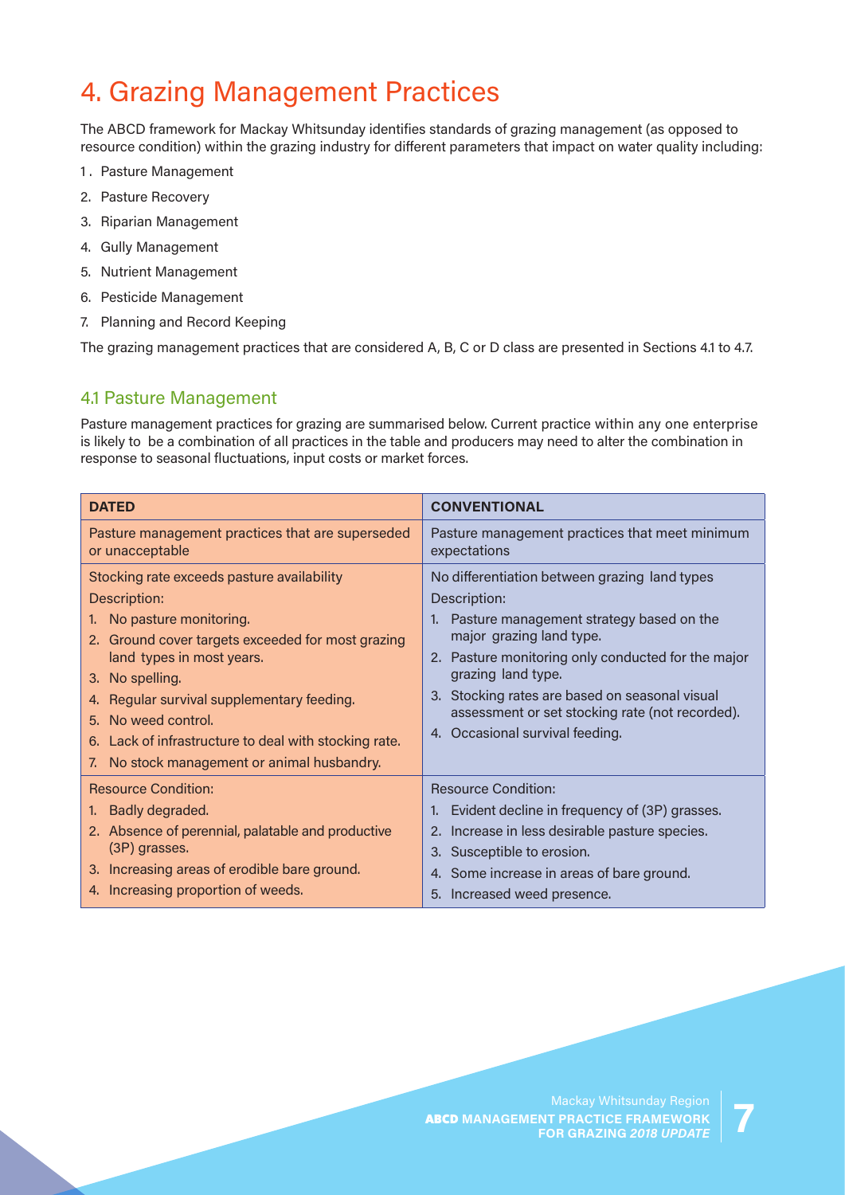# 4. Grazing Management Practices

The ABCD framework for Mackay Whitsunday identifies standards of grazing management (as opposed to resource condition) within the grazing industry for different parameters that impact on water quality including:

1. Pasture Management
2. Pasture Recovery
3. Riparian Management
4. Gully Management
5. Nutrient Management
6. Pesticide Management
7. Planning and Record Keeping

The grazing management practices that are considered A, B, C or D class are presented in Sections 4.1 to 4.7.

## 4.1 Pasture Management

Pasture management practices for grazing are summarised below. Current practice within any one enterprise is likely to be a combination of all practices in the table and producers may need to alter the combination in response to seasonal fluctuations, input costs or market forces.

| **DATED** | **CONVENTIONAL** |
|---|---|
| Pasture management practices that are superseded or unacceptable | Pasture management practices that meet minimum expectations |
| Stocking rate exceeds pasture availability<br>Description:<br>1. No pasture monitoring.<br>2. Ground cover targets exceeded for most grazing land types in most years.<br>3. No spelling.<br>4. Regular survival supplementary feeding.<br>5. No weed control.<br>6. Lack of infrastructure to deal with stocking rate.<br>7. No stock management or animal husbandry. | No differentiation between grazing land types<br>Description:<br>1. Pasture management strategy based on the major grazing land type.<br>2. Pasture monitoring only conducted for the major grazing land type.<br>3. Stocking rates are based on seasonal visual assessment or set stocking rate (not recorded).<br>4. Occasional survival feeding. |
| Resource Condition:<br>1. Badly degraded.<br>2. Absence of perennial, palatable and productive (3P) grasses.<br>3. Increasing areas of erodible bare ground.<br>4. Increasing proportion of weeds. | Resource Condition:<br>1. Evident decline in frequency of (3P) grasses.<br>2. Increase in less desirable pasture species.<br>3. Susceptible to erosion.<br>4. Some increase in areas of bare ground.<br>5. Increased weed presence. |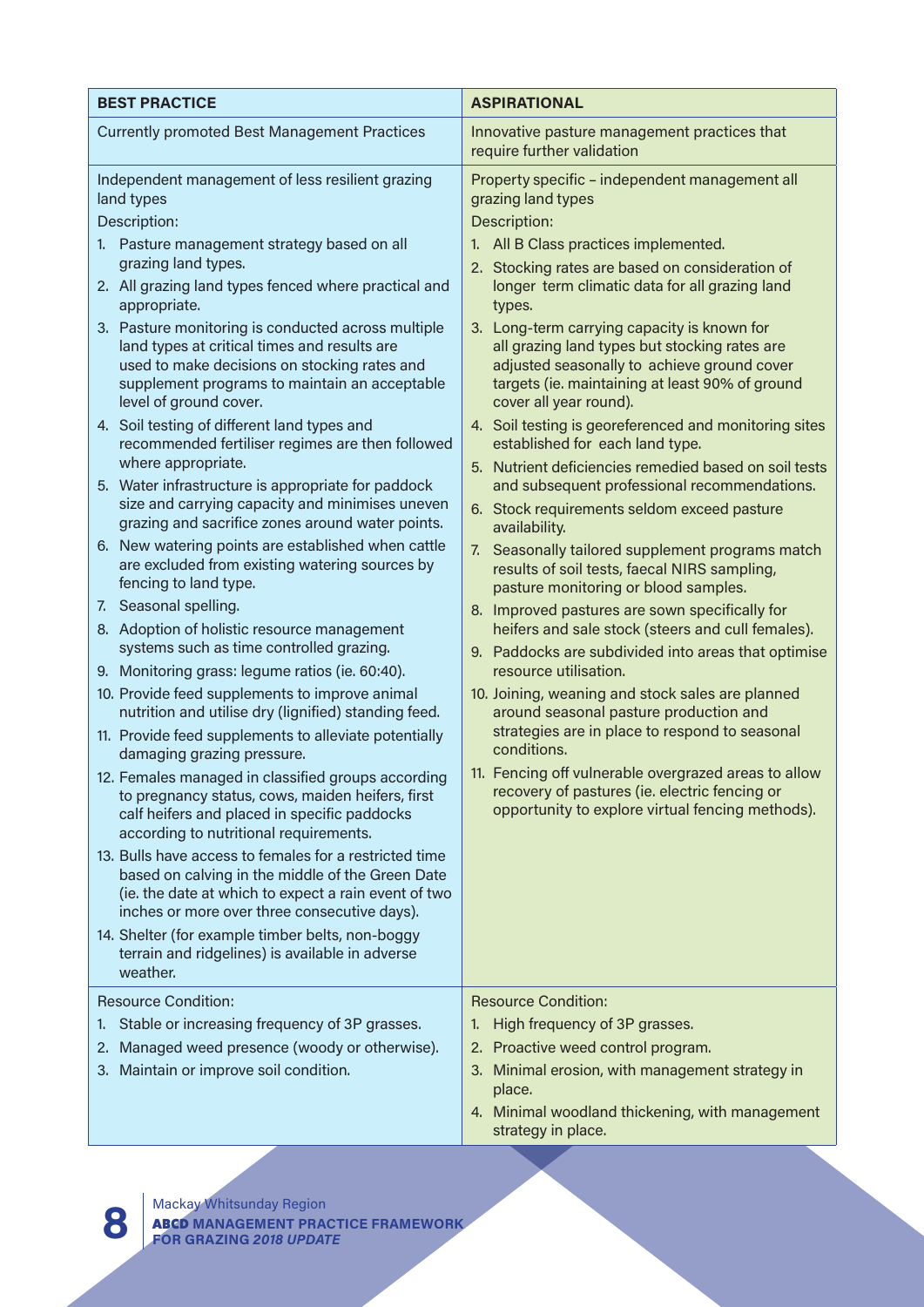| BEST PRACTICE | ASPIRATIONAL |
|---|---|
| Currently promoted Best Management Practices | Innovative pasture management practices that require further validation |
| Independent management of less resilient grazing land types<br><br>Description:<br><br>1. Pasture management strategy based on all grazing land types.<br>2. All grazing land types fenced where practical and appropriate.<br>3. Pasture monitoring is conducted across multiple land types at critical times and results are used to make decisions on stocking rates and supplement programs to maintain an acceptable level of ground cover.<br>4. Soil testing of different land types and recommended fertiliser regimes are then followed where appropriate.<br>5. Water infrastructure is appropriate for paddock size and carrying capacity and minimises uneven grazing and sacrifice zones around water points.<br>6. New watering points are established when cattle are excluded from existing watering sources by fencing to land type.<br>7. Seasonal spelling.<br>8. Adoption of holistic resource management systems such as time controlled grazing.<br>9. Monitoring grass: legume ratios (ie. 60:40).<br>10. Provide feed supplements to improve animal nutrition and utilise dry (lignified) standing feed.<br>11. Provide feed supplements to alleviate potentially damaging grazing pressure.<br>12. Females managed in classified groups according to pregnancy status, cows, maiden heifers, first calf heifers and placed in specific paddocks according to nutritional requirements.<br>13. Bulls have access to females for a restricted time based on calving in the middle of the Green Date (ie. the date at which to expect a rain event of two inches or more over three consecutive days).<br>14. Shelter (for example timber belts, non-boggy terrain and ridgelines) is available in adverse weather. | Property specific – independent management all grazing land types<br><br>Description:<br><br>1. All B Class practices implemented.<br>2. Stocking rates are based on consideration of longer term climatic data for all grazing land types.<br>3. Long-term carrying capacity is known for all grazing land types but stocking rates are adjusted seasonally to achieve ground cover targets (ie. maintaining at least 90% of ground cover all year round).<br>4. Soil testing is georeferenced and monitoring sites established for each land type.<br>5. Nutrient deficiencies remedied based on soil tests and subsequent professional recommendations.<br>6. Stock requirements seldom exceed pasture availability.<br>7. Seasonally tailored supplement programs match results of soil tests, faecal NIRS sampling, pasture monitoring or blood samples.<br>8. Improved pastures are sown specifically for heifers and sale stock (steers and cull females).<br>9. Paddocks are subdivided into areas that optimise resource utilisation.<br>10. Joining, weaning and stock sales are planned around seasonal pasture production and strategies are in place to respond to seasonal conditions.<br>11. Fencing off vulnerable overgrazed areas to allow recovery of pastures (ie. electric fencing or opportunity to explore virtual fencing methods). |
| Resource Condition:<br><br>1. Stable or increasing frequency of 3P grasses.<br>2. Managed weed presence (woody or otherwise).<br>3. Maintain or improve soil condition. | Resource Condition:<br><br>1. High frequency of 3P grasses.<br>2. Proactive weed control program.<br>3. Minimal erosion, with management strategy in place.<br>4. Minimal woodland thickening, with management strategy in place. |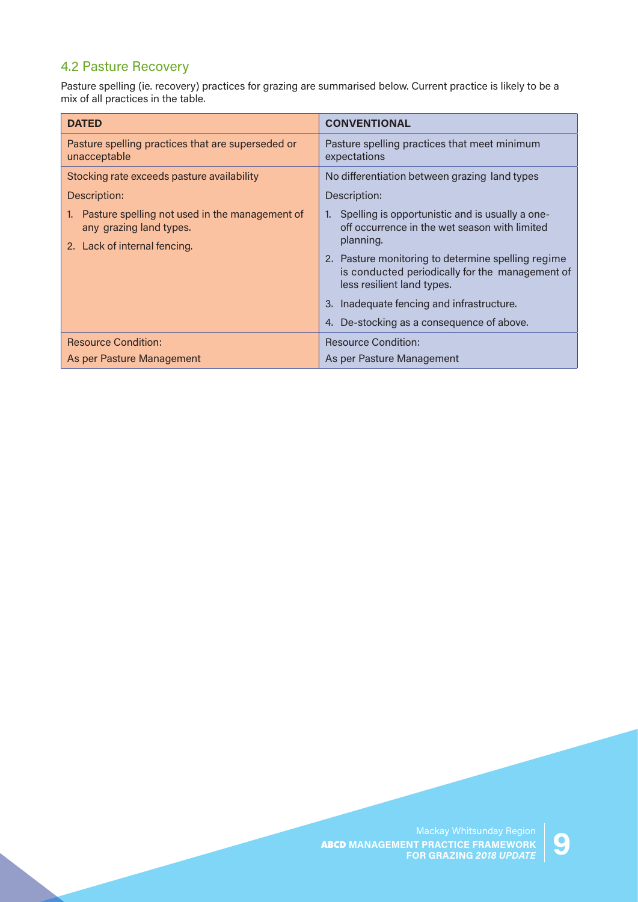## 4.2 Pasture Recovery

Pasture spelling (ie. recovery) practices for grazing are summarised below. Current practice is likely to be a mix of all practices in the table.

| DATED | CONVENTIONAL |
|---|---|
| Pasture spelling practices that are superseded or unacceptable | Pasture spelling practices that meet minimum expectations |
| Stocking rate exceeds pasture availability | No differentiation between grazing land types |
| Description:<br>1. Pasture spelling not used in the management of any grazing land types.<br>2. Lack of internal fencing. | Description:<br>1. Spelling is opportunistic and is usually a one-off occurrence in the wet season with limited planning.<br>2. Pasture monitoring to determine spelling regime is conducted periodically for the management of less resilient land types.<br>3. Inadequate fencing and infrastructure.<br>4. De-stocking as a consequence of above. |
| Resource Condition:<br>As per Pasture Management | Resource Condition:<br>As per Pasture Management |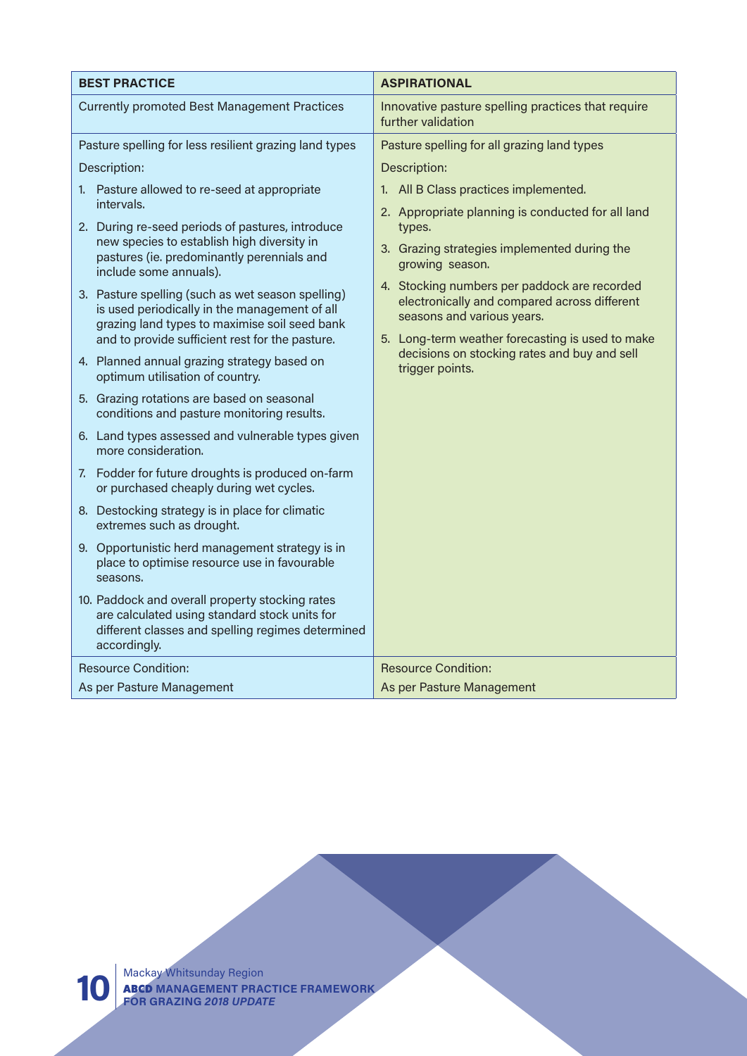| BEST PRACTICE | ASPIRATIONAL |
|---|---|
| Currently promoted Best Management Practices | Innovative pasture spelling practices that require further validation |
| Pasture spelling for less resilient grazing land types | Pasture spelling for all grazing land types |
| Description:<br>1. Pasture allowed to re-seed at appropriate intervals.<br>2. During re-seed periods of pastures, introduce new species to establish high diversity in pastures (ie. predominantly perennials and include some annuals).<br>3. Pasture spelling (such as wet season spelling) is used periodically in the management of all grazing land types to maximise soil seed bank and to provide sufficient rest for the pasture.<br>4. Planned annual grazing strategy based on optimum utilisation of country.<br>5. Grazing rotations are based on seasonal conditions and pasture monitoring results.<br>6. Land types assessed and vulnerable types given more consideration.<br>7. Fodder for future droughts is produced on-farm or purchased cheaply during wet cycles.<br>8. Destocking strategy is in place for climatic extremes such as drought.<br>9. Opportunistic herd management strategy is in place to optimise resource use in favourable seasons.<br>10. Paddock and overall property stocking rates are calculated using standard stock units for different classes and spelling regimes determined accordingly. | Description:<br>1. All B Class practices implemented.<br>2. Appropriate planning is conducted for all land types.<br>3. Grazing strategies implemented during the growing season.<br>4. Stocking numbers per paddock are recorded electronically and compared across different seasons and various years.<br>5. Long-term weather forecasting is used to make decisions on stocking rates and buy and sell trigger points. |
| Resource Condition:<br>As per Pasture Management | Resource Condition:<br>As per Pasture Management |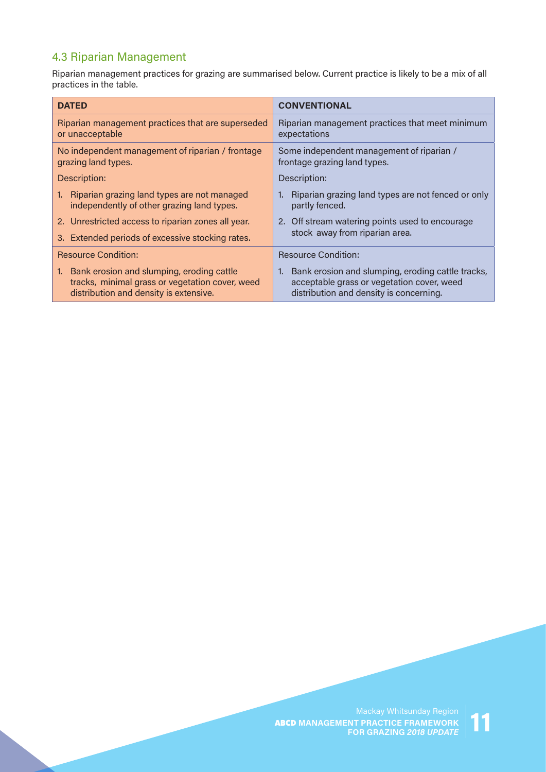## 4.3 Riparian Management

Riparian management practices for grazing are summarised below. Current practice is likely to be a mix of all practices in the table.

| **DATED** | **CONVENTIONAL** |
|---|---|
| Riparian management practices that are superseded or unacceptable | Riparian management practices that meet minimum expectations |
| No independent management of riparian / frontage grazing land types.<br><br>Description:<br><br>1. Riparian grazing land types are not managed independently of other grazing land types.<br>2. Unrestricted access to riparian zones all year.<br>3. Extended periods of excessive stocking rates. | Some independent management of riparian / frontage grazing land types.<br><br>Description:<br><br>1. Riparian grazing land types are not fenced or only partly fenced.<br>2. Off stream watering points used to encourage stock away from riparian area. |
| Resource Condition:<br><br>1. Bank erosion and slumping, eroding cattle tracks, minimal grass or vegetation cover, weed distribution and density is extensive. | Resource Condition:<br><br>1. Bank erosion and slumping, eroding cattle tracks, acceptable grass or vegetation cover, weed distribution and density is concerning. |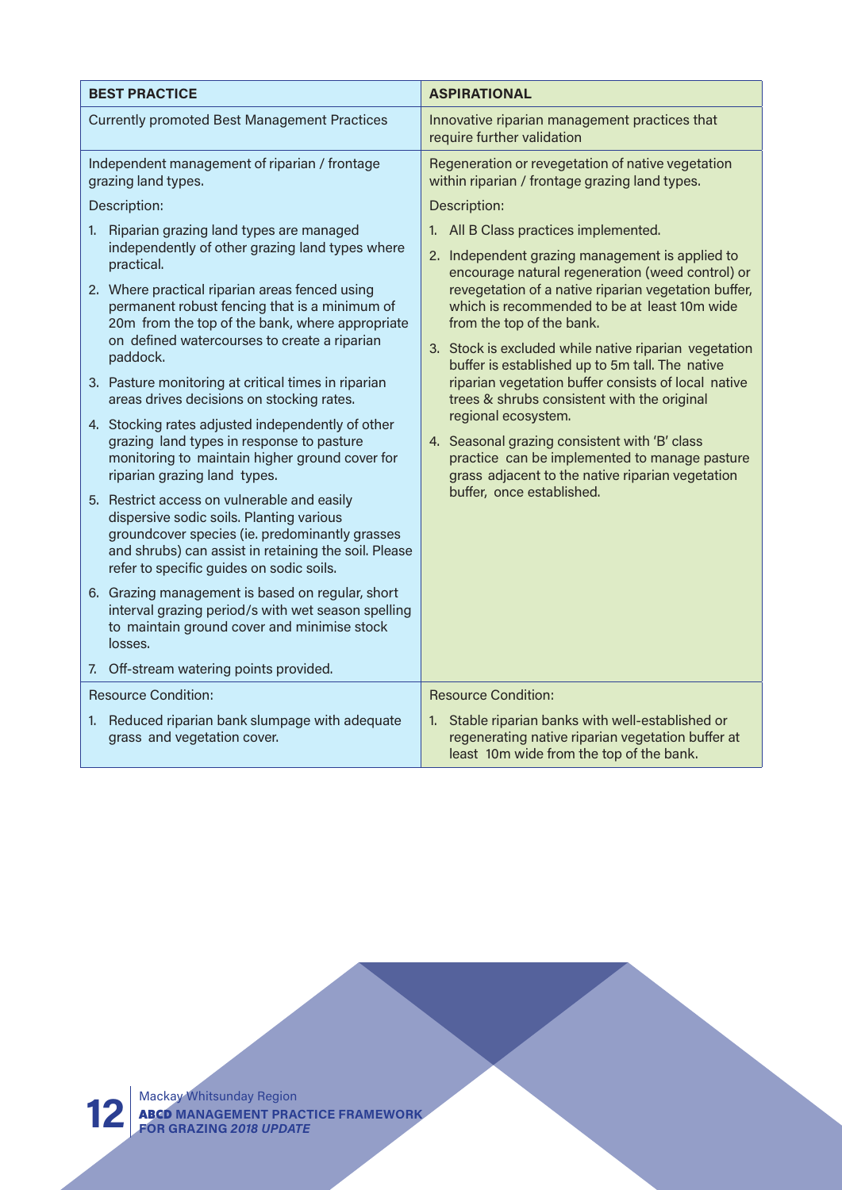| BEST PRACTICE | ASPIRATIONAL |
| --- | --- |
| Currently promoted Best Management Practices | Innovative riparian management practices that require further validation |
| Independent management of riparian / frontage grazing land types.<br><br>Description:<br><br>1. Riparian grazing land types are managed independently of other grazing land types where practical.<br>2. Where practical riparian areas fenced using permanent robust fencing that is a minimum of 20m from the top of the bank, where appropriate on defined watercourses to create a riparian paddock.<br>3. Pasture monitoring at critical times in riparian areas drives decisions on stocking rates.<br>4. Stocking rates adjusted independently of other grazing land types in response to pasture monitoring to maintain higher ground cover for riparian grazing land types.<br>5. Restrict access on vulnerable and easily dispersive sodic soils. Planting various groundcover species (ie. predominantly grasses and shrubs) can assist in retaining the soil. Please refer to specific guides on sodic soils.<br>6. Grazing management is based on regular, short interval grazing period/s with wet season spelling to maintain ground cover and minimise stock losses.<br>7. Off-stream watering points provided. | Regeneration or revegetation of native vegetation within riparian / frontage grazing land types.<br><br>Description:<br><br>1. All B Class practices implemented.<br>2. Independent grazing management is applied to encourage natural regeneration (weed control) or revegetation of a native riparian vegetation buffer, which is recommended to be at least 10m wide from the top of the bank.<br>3. Stock is excluded while native riparian vegetation buffer is established up to 5m tall. The native riparian vegetation buffer consists of local native trees & shrubs consistent with the original regional ecosystem.<br>4. Seasonal grazing consistent with 'B' class practice can be implemented to manage pasture grass adjacent to the native riparian vegetation buffer, once established. |
| Resource Condition:<br><br>1. Reduced riparian bank slumpage with adequate grass and vegetation cover. | Resource Condition:<br><br>1. Stable riparian banks with well-established or regenerating native riparian vegetation buffer at least 10m wide from the top of the bank. |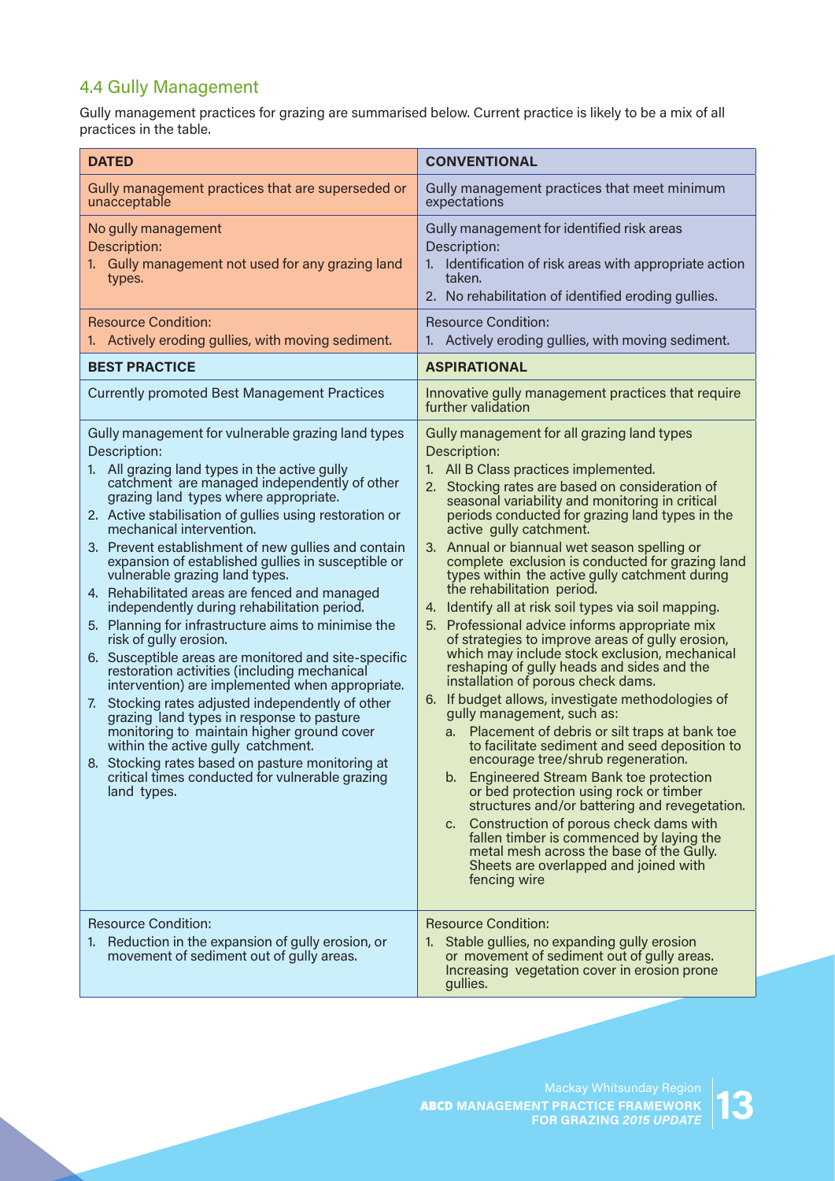## 4.4 Gully Management

Gully management practices for grazing are summarised below. Current practice is likely to be a mix of all practices in the table.

| **DATED** | **CONVENTIONAL** |
| --- | --- |
| Gully management practices that are superseded or unacceptable | Gully management practices that meet minimum expectations |
| No gully management<br>Description:<br>1. Gully management not used for any grazing land types. | Gully management for identified risk areas<br>Description:<br>1. Identification of risk areas with appropriate action taken.<br>2. No rehabilitation of identified eroding gullies. |
| Resource Condition:<br>1. Actively eroding gullies, with moving sediment. | Resource Condition:<br>1. Actively eroding gullies, with moving sediment. |
| **BEST PRACTICE** | **ASPIRATIONAL** |
| Currently promoted Best Management Practices | Innovative gully management practices that require further validation |
| Gully management for vulnerable grazing land types<br>Description:<br>1. All grazing land types in the active gully catchment are managed independently of other grazing land types where appropriate.<br>2. Active stabilisation of gullies using restoration or mechanical intervention.<br>3. Prevent establishment of new gullies and contain expansion of established gullies in susceptible or vulnerable grazing land types.<br>4. Rehabilitated areas are fenced and managed independently during rehabilitation period.<br>5. Planning for infrastructure aims to minimise the risk of gully erosion.<br>6. Susceptible areas are monitored and site-specific restoration activities (including mechanical intervention) are implemented when appropriate.<br>7. Stocking rates adjusted independently of other grazing land types in response to pasture monitoring to maintain higher ground cover within the active gully catchment.<br>8. Stocking rates based on pasture monitoring at critical times conducted for vulnerable grazing land types. | Gully management for all grazing land types<br>Description:<br>1. All B Class practices implemented.<br>2. Stocking rates are based on consideration of seasonal variability and monitoring in critical periods conducted for grazing land types in the active gully catchment.<br>3. Annual or biannual wet season spelling or complete exclusion is conducted for grazing land types within the active gully catchment during the rehabilitation period.<br>4. Identify all at risk soil types via soil mapping.<br>5. Professional advice informs appropriate mix of strategies to improve areas of gully erosion, which may include stock exclusion, mechanical reshaping of gully heads and sides and the installation of porous check dams.<br>6. If budget allows, investigate methodologies of gully management, such as:<br>a. Placement of debris or silt traps at bank toe to facilitate sediment and seed deposition to encourage tree/shrub regeneration.<br>b. Engineered Stream Bank toe protection or bed protection using rock or timber structures and/or battering and revegetation.<br>c. Construction of porous check dams with fallen timber is commenced by laying the metal mesh across the base of the Gully. Sheets are overlapped and joined with fencing wire |
| Resource Condition:<br>1. Reduction in the expansion of gully erosion, or movement of sediment out of gully areas. | Resource Condition:<br>1. Stable gullies, no expanding gully erosion or movement of sediment out of gully areas. Increasing vegetation cover in erosion prone gullies. |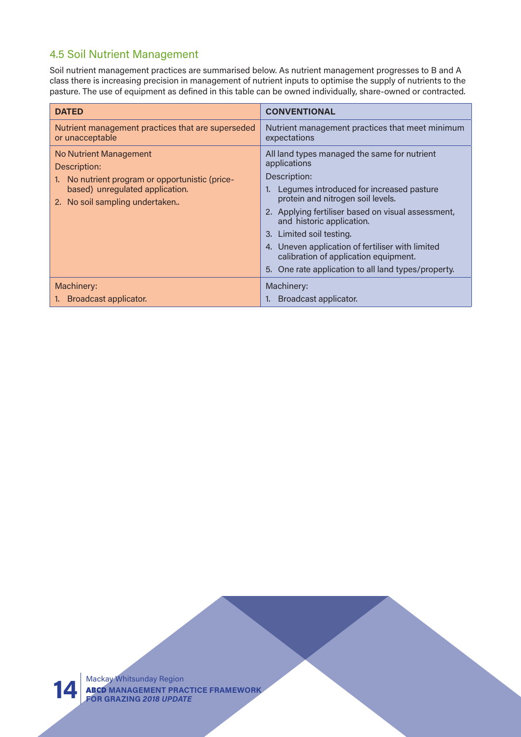## 4.5 Soil Nutrient Management

Soil nutrient management practices are summarised below. As nutrient management progresses to B and A class there is increasing precision in management of nutrient inputs to optimise the supply of nutrients to the pasture. The use of equipment as defined in this table can be owned individually, share-owned or contracted.

| **DATED** | **CONVENTIONAL** |
|---|---|
| Nutrient management practices that are superseded or unacceptable | Nutrient management practices that meet minimum expectations |
| No Nutrient Management<br>Description:<br>1. No nutrient program or opportunistic (price-based) unregulated application.<br>2. No soil sampling undertaken.. | All land types managed the same for nutrient applications<br>Description:<br>1. Legumes introduced for increased pasture protein and nitrogen soil levels.<br>2. Applying fertiliser based on visual assessment, and historic application.<br>3. Limited soil testing.<br>4. Uneven application of fertiliser with limited calibration of application equipment.<br>5. One rate application to all land types/property. |
| Machinery:<br>1. Broadcast applicator. | Machinery:<br>1. Broadcast applicator. |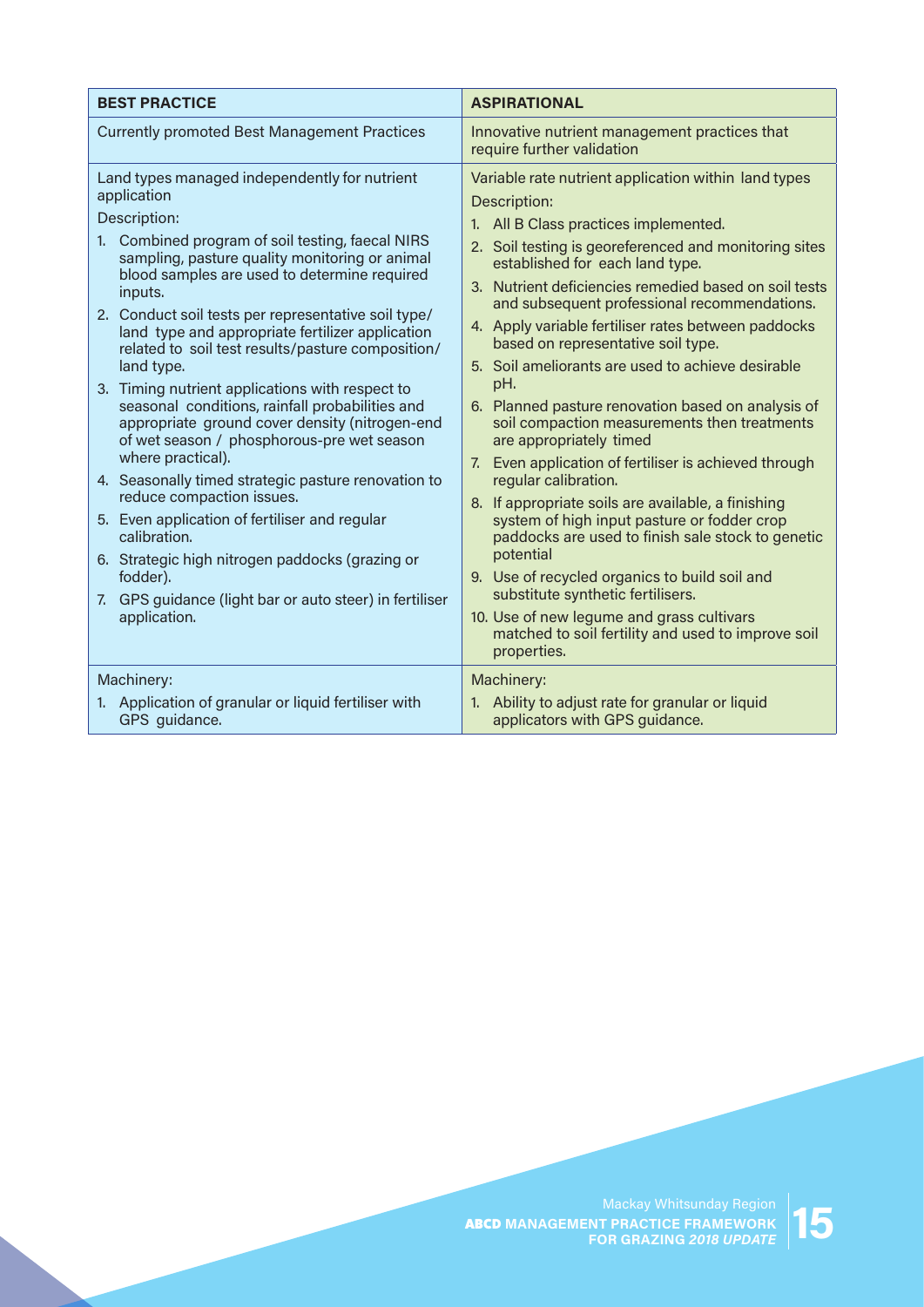| BEST PRACTICE | ASPIRATIONAL |
| --- | --- |
| Currently promoted Best Management Practices | Innovative nutrient management practices that require further validation |
| Land types managed independently for nutrient application<br><br>Description:<br>1. Combined program of soil testing, faecal NIRS sampling, pasture quality monitoring or animal blood samples are used to determine required inputs.<br>2. Conduct soil tests per representative soil type/ land type and appropriate fertilizer application related to soil test results/pasture composition/ land type.<br>3. Timing nutrient applications with respect to seasonal conditions, rainfall probabilities and appropriate ground cover density (nitrogen-end of wet season / phosphorous-pre wet season where practical).<br>4. Seasonally timed strategic pasture renovation to reduce compaction issues.<br>5. Even application of fertiliser and regular calibration.<br>6. Strategic high nitrogen paddocks (grazing or fodder).<br>7. GPS guidance (light bar or auto steer) in fertiliser application. | Variable rate nutrient application within land types<br><br>Description:<br>1. All B Class practices implemented.<br>2. Soil testing is georeferenced and monitoring sites established for each land type.<br>3. Nutrient deficiencies remedied based on soil tests and subsequent professional recommendations.<br>4. Apply variable fertiliser rates between paddocks based on representative soil type.<br>5. Soil ameliorants are used to achieve desirable pH.<br>6. Planned pasture renovation based on analysis of soil compaction measurements then treatments are appropriately timed<br>7. Even application of fertiliser is achieved through regular calibration.<br>8. If appropriate soils are available, a finishing system of high input pasture or fodder crop paddocks are used to finish sale stock to genetic potential<br>9. Use of recycled organics to build soil and substitute synthetic fertilisers.<br>10. Use of new legume and grass cultivars matched to soil fertility and used to improve soil properties. |
| Machinery:<br>1. Application of granular or liquid fertiliser with GPS guidance. | Machinery:<br>1. Ability to adjust rate for granular or liquid applicators with GPS guidance. |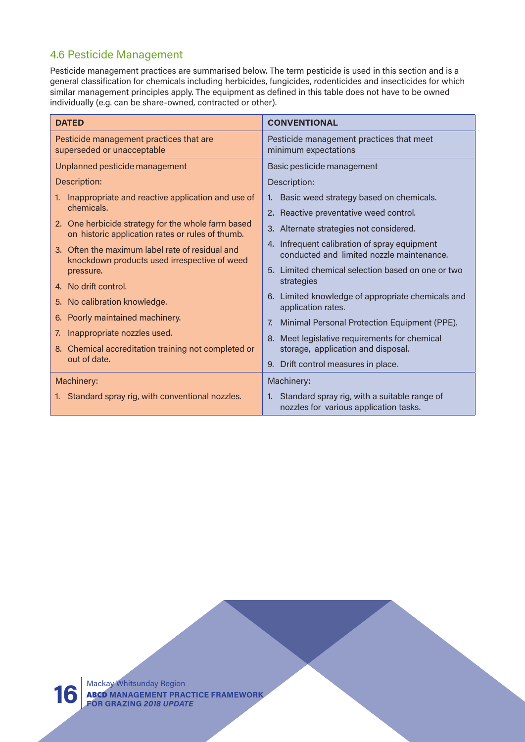## 4.6 Pesticide Management

Pesticide management practices are summarised below. The term pesticide is used in this section and is a general classification for chemicals including herbicides, fungicides, rodenticides and insecticides for which similar management principles apply. The equipment as defined in this table does not have to be owned individually (e.g. can be share-owned, contracted or other).

| **DATED** | **CONVENTIONAL** |
|---|---|
| Pesticide management practices that are superseded or unacceptable | Pesticide management practices that meet minimum expectations |
| Unplanned pesticide management<br><br>Description:<br><br>1. Inappropriate and reactive application and use of chemicals.<br>2. One herbicide strategy for the whole farm based on historic application rates or rules of thumb.<br>3. Often the maximum label rate of residual and knockdown products used irrespective of weed pressure.<br>4. No drift control.<br>5. No calibration knowledge.<br>6. Poorly maintained machinery.<br>7. Inappropriate nozzles used.<br>8. Chemical accreditation training not completed or out of date. | Basic pesticide management<br><br>Description:<br><br>1. Basic weed strategy based on chemicals.<br>2. Reactive preventative weed control.<br>3. Alternate strategies not considered.<br>4. Infrequent calibration of spray equipment conducted and limited nozzle maintenance.<br>5. Limited chemical selection based on one or two strategies<br>6. Limited knowledge of appropriate chemicals and application rates.<br>7. Minimal Personal Protection Equipment (PPE).<br>8. Meet legislative requirements for chemical storage, application and disposal.<br>9. Drift control measures in place. |
| Machinery:<br><br>1. Standard spray rig, with conventional nozzles. | Machinery:<br><br>1. Standard spray rig, with a suitable range of nozzles for various application tasks. |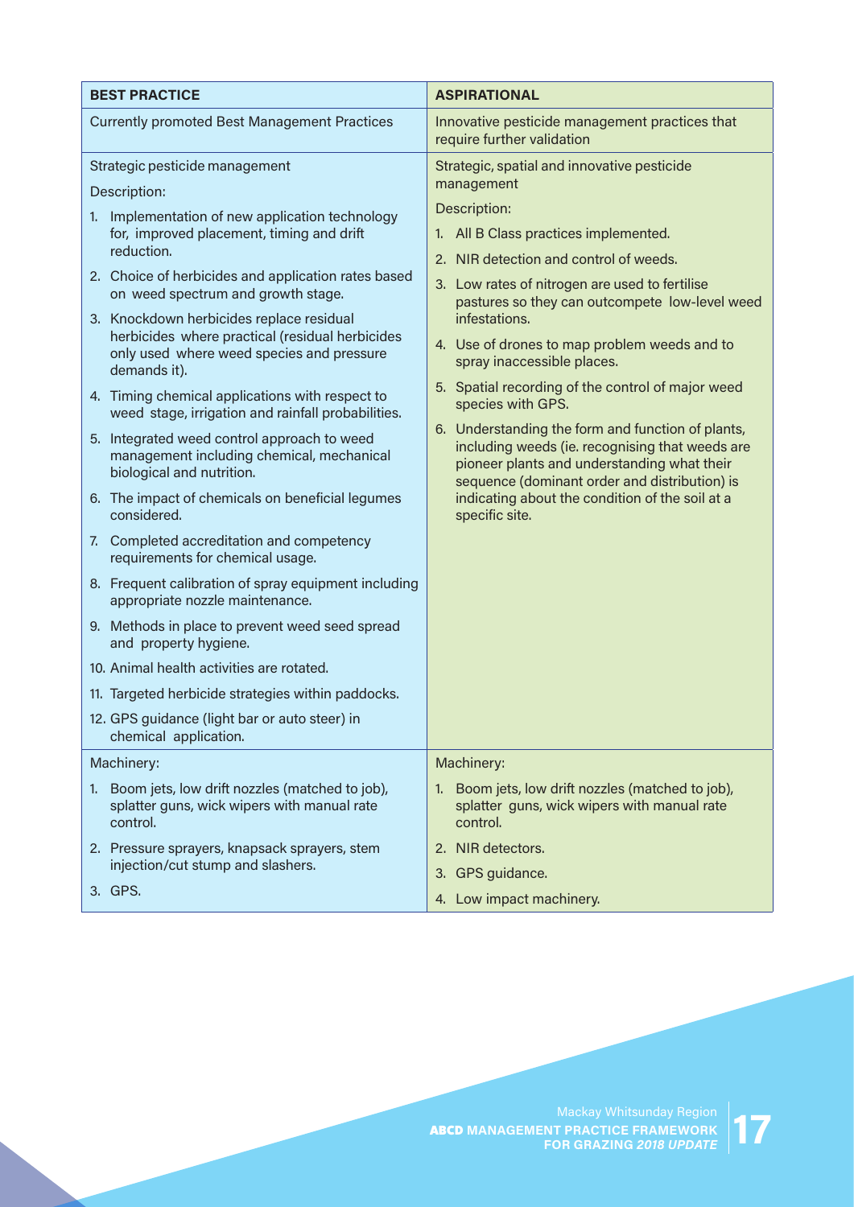| BEST PRACTICE | ASPIRATIONAL |
|---|---|
| Currently promoted Best Management Practices | Innovative pesticide management practices that require further validation |
| Strategic pesticide management<br><br>Description:<br><br>1. Implementation of new application technology for, improved placement, timing and drift reduction.<br>2. Choice of herbicides and application rates based on weed spectrum and growth stage.<br>3. Knockdown herbicides replace residual herbicides where practical (residual herbicides only used where weed species and pressure demands it).<br>4. Timing chemical applications with respect to weed stage, irrigation and rainfall probabilities.<br>5. Integrated weed control approach to weed management including chemical, mechanical biological and nutrition.<br>6. The impact of chemicals on beneficial legumes considered.<br>7. Completed accreditation and competency requirements for chemical usage.<br>8. Frequent calibration of spray equipment including appropriate nozzle maintenance.<br>9. Methods in place to prevent weed seed spread and property hygiene.<br>10. Animal health activities are rotated.<br>11. Targeted herbicide strategies within paddocks.<br>12. GPS guidance (light bar or auto steer) in chemical application. | Strategic, spatial and innovative pesticide management<br><br>Description:<br><br>1. All B Class practices implemented.<br>2. NIR detection and control of weeds.<br>3. Low rates of nitrogen are used to fertilise pastures so they can outcompete low-level weed infestations.<br>4. Use of drones to map problem weeds and to spray inaccessible places.<br>5. Spatial recording of the control of major weed species with GPS.<br>6. Understanding the form and function of plants, including weeds (ie. recognising that weeds are pioneer plants and understanding what their sequence (dominant order and distribution) is indicating about the condition of the soil at a specific site. |
| Machinery:<br><br>1. Boom jets, low drift nozzles (matched to job), splatter guns, wick wipers with manual rate control.<br>2. Pressure sprayers, knapsack sprayers, stem injection/cut stump and slashers.<br>3. GPS. | Machinery:<br><br>1. Boom jets, low drift nozzles (matched to job), splatter guns, wick wipers with manual rate control.<br>2. NIR detectors.<br>3. GPS guidance.<br>4. Low impact machinery. |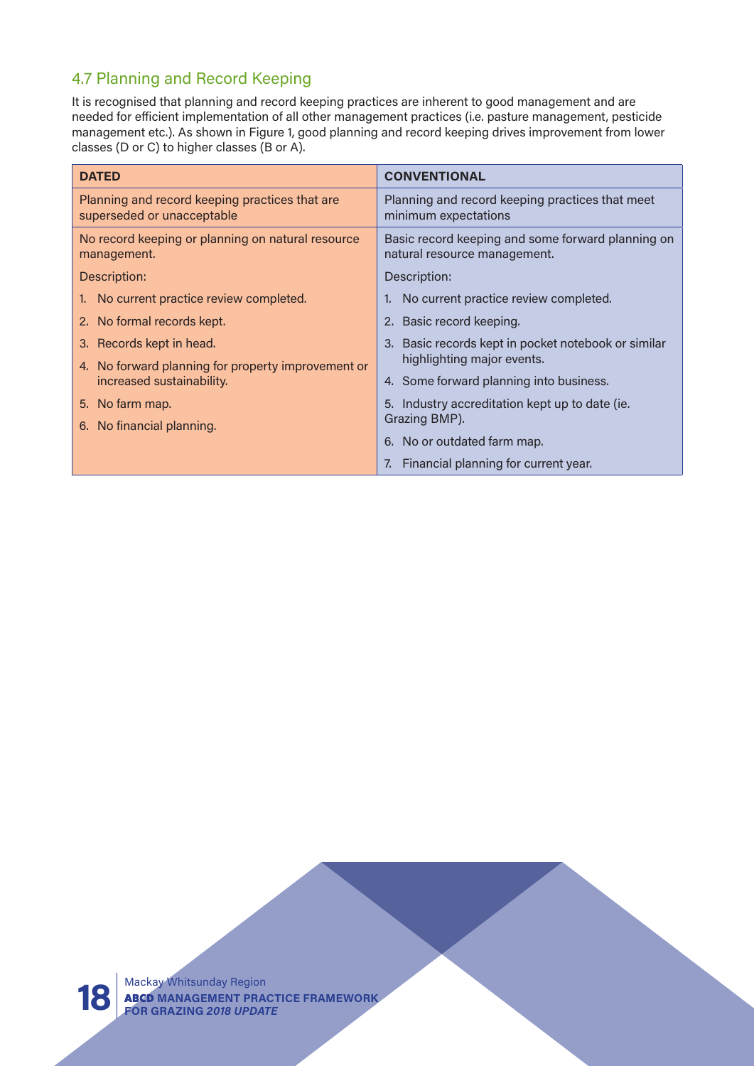### 4.7 Planning and Record Keeping

It is recognised that planning and record keeping practices are inherent to good management and are needed for efficient implementation of all other management practices (i.e. pasture management, pesticide management etc.). As shown in Figure 1, good planning and record keeping drives improvement from lower classes (D or C) to higher classes (B or A).

| **DATED** | **CONVENTIONAL** |
| --- | --- |
| Planning and record keeping practices that are superseded or unacceptable | Planning and record keeping practices that meet minimum expectations |
| No record keeping or planning on natural resource management.<br><br>Description:<br>1. No current practice review completed.<br>2. No formal records kept.<br>3. Records kept in head.<br>4. No forward planning for property improvement or increased sustainability.<br>5. No farm map.<br>6. No financial planning. | Basic record keeping and some forward planning on natural resource management.<br><br>Description:<br>1. No current practice review completed.<br>2. Basic record keeping.<br>3. Basic records kept in pocket notebook or similar highlighting major events.<br>4. Some forward planning into business.<br>5. Industry accreditation kept up to date (ie. Grazing BMP).<br>6. No or outdated farm map.<br>7. Financial planning for current year. |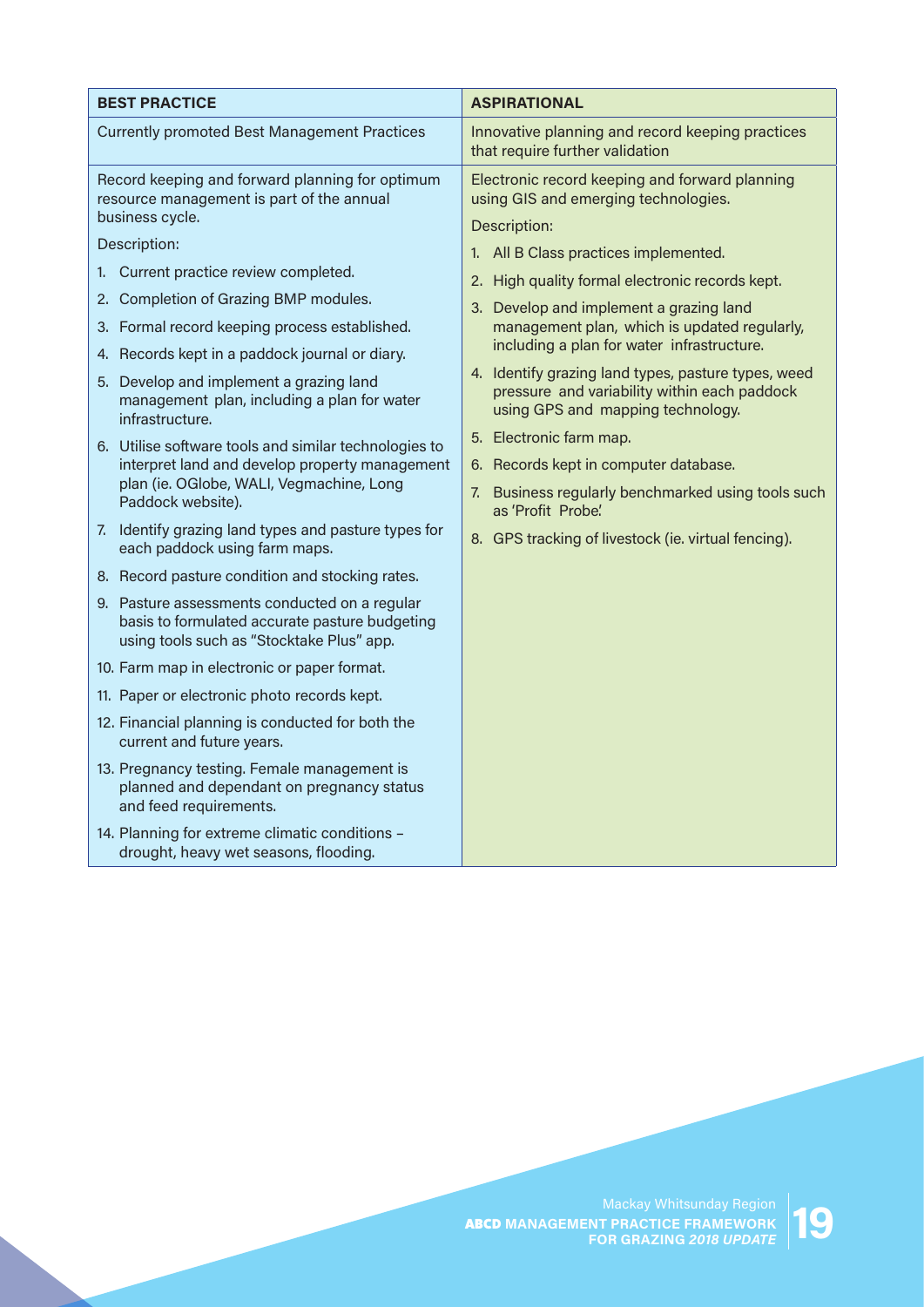| BEST PRACTICE | ASPIRATIONAL |
| --- | --- |
| Currently promoted Best Management Practices | Innovative planning and record keeping practices that require further validation |
| Record keeping and forward planning for optimum resource management is part of the annual business cycle.<br><br>Description:<br><br>1. Current practice review completed.<br>2. Completion of Grazing BMP modules.<br>3. Formal record keeping process established.<br>4. Records kept in a paddock journal or diary.<br>5. Develop and implement a grazing land management plan, including a plan for water infrastructure.<br>6. Utilise software tools and similar technologies to interpret land and develop property management plan (ie. OGlobe, WALI, Vegmachine, Long Paddock website).<br>7. Identify grazing land types and pasture types for each paddock using farm maps.<br>8. Record pasture condition and stocking rates.<br>9. Pasture assessments conducted on a regular basis to formulated accurate pasture budgeting using tools such as "Stocktake Plus" app.<br>10. Farm map in electronic or paper format.<br>11. Paper or electronic photo records kept.<br>12. Financial planning is conducted for both the current and future years.<br>13. Pregnancy testing. Female management is planned and dependant on pregnancy status and feed requirements.<br>14. Planning for extreme climatic conditions – drought, heavy wet seasons, flooding. | Electronic record keeping and forward planning using GIS and emerging technologies.<br><br>Description:<br><br>1. All B Class practices implemented.<br>2. High quality formal electronic records kept.<br>3. Develop and implement a grazing land management plan, which is updated regularly, including a plan for water infrastructure.<br>4. Identify grazing land types, pasture types, weed pressure and variability within each paddock using GPS and mapping technology.<br>5. Electronic farm map.<br>6. Records kept in computer database.<br>7. Business regularly benchmarked using tools such as 'Profit Probe'.<br>8. GPS tracking of livestock (ie. virtual fencing). |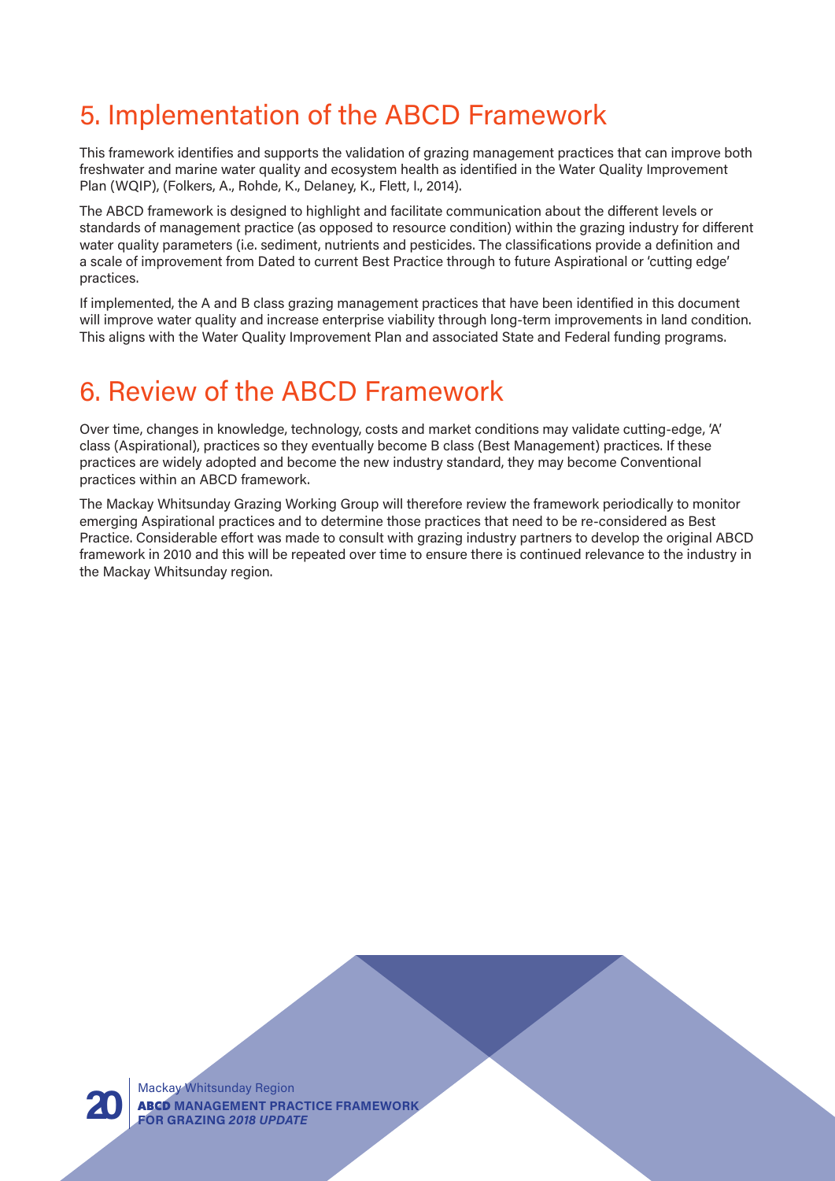# 5. Implementation of the ABCD Framework

This framework identifies and supports the validation of grazing management practices that can improve both freshwater and marine water quality and ecosystem health as identified in the Water Quality Improvement Plan (WQIP), (Folkers, A., Rohde, K., Delaney, K., Flett, I., 2014).

The ABCD framework is designed to highlight and facilitate communication about the different levels or standards of management practice (as opposed to resource condition) within the grazing industry for different water quality parameters (i.e. sediment, nutrients and pesticides. The classifications provide a definition and a scale of improvement from Dated to current Best Practice through to future Aspirational or 'cutting edge' practices.

If implemented, the A and B class grazing management practices that have been identified in this document will improve water quality and increase enterprise viability through long-term improvements in land condition. This aligns with the Water Quality Improvement Plan and associated State and Federal funding programs.

# 6. Review of the ABCD Framework

Over time, changes in knowledge, technology, costs and market conditions may validate cutting-edge, 'A' class (Aspirational), practices so they eventually become B class (Best Management) practices. If these practices are widely adopted and become the new industry standard, they may become Conventional practices within an ABCD framework.

The Mackay Whitsunday Grazing Working Group will therefore review the framework periodically to monitor emerging Aspirational practices and to determine those practices that need to be re-considered as Best Practice. Considerable effort was made to consult with grazing industry partners to develop the original ABCD framework in 2010 and this will be repeated over time to ensure there is continued relevance to the industry in the Mackay Whitsunday region.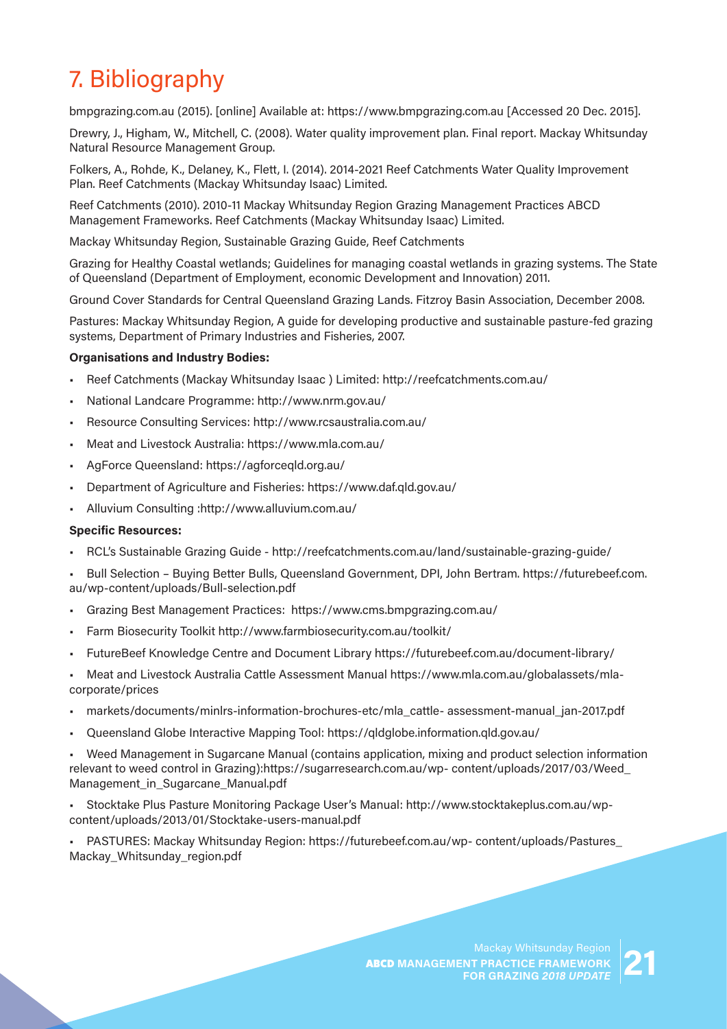# 7. Bibliography

bmpgrazing.com.au (2015). [online] Available at: https://www.bmpgrazing.com.au [Accessed 20 Dec. 2015].

Drewry, J., Higham, W., Mitchell, C. (2008). Water quality improvement plan. Final report. Mackay Whitsunday Natural Resource Management Group.

Folkers, A., Rohde, K., Delaney, K., Flett, I. (2014). 2014-2021 Reef Catchments Water Quality Improvement Plan. Reef Catchments (Mackay Whitsunday Isaac) Limited.

Reef Catchments (2010). 2010-11 Mackay Whitsunday Region Grazing Management Practices ABCD Management Frameworks. Reef Catchments (Mackay Whitsunday Isaac) Limited.

Mackay Whitsunday Region, Sustainable Grazing Guide, Reef Catchments

Grazing for Healthy Coastal wetlands; Guidelines for managing coastal wetlands in grazing systems. The State of Queensland (Department of Employment, economic Development and Innovation) 2011.

Ground Cover Standards for Central Queensland Grazing Lands. Fitzroy Basin Association, December 2008.

Pastures: Mackay Whitsunday Region, A guide for developing productive and sustainable pasture-fed grazing systems, Department of Primary Industries and Fisheries, 2007.

**Organisations and Industry Bodies:**

- Reef Catchments (Mackay Whitsunday Isaac ) Limited: http://reefcatchments.com.au/
- National Landcare Programme: http://www.nrm.gov.au/
- Resource Consulting Services: http://www.rcsaustralia.com.au/
- Meat and Livestock Australia: https://www.mla.com.au/
- AgForce Queensland: https://agforceqld.org.au/
- Department of Agriculture and Fisheries: https://www.daf.qld.gov.au/
- Alluvium Consulting :http://www.alluvium.com.au/

**Specific Resources:**

- RCL's Sustainable Grazing Guide - http://reefcatchments.com.au/land/sustainable-grazing-guide/
- Bull Selection – Buying Better Bulls, Queensland Government, DPI, John Bertram. https://futurebeef.com.au/wp-content/uploads/Bull-selection.pdf
- Grazing Best Management Practices: https://www.cms.bmpgrazing.com.au/
- Farm Biosecurity Toolkit http://www.farmbiosecurity.com.au/toolkit/
- FutureBeef Knowledge Centre and Document Library https://futurebeef.com.au/document-library/
- Meat and Livestock Australia Cattle Assessment Manual https://www.mla.com.au/globalassets/mla-corporate/prices
- markets/documents/minlrs-information-brochures-etc/mla_cattle- assessment-manual_jan-2017.pdf
- Queensland Globe Interactive Mapping Tool: https://qldglobe.information.qld.gov.au/
- Weed Management in Sugarcane Manual (contains application, mixing and product selection information relevant to weed control in Grazing):https://sugarresearch.com.au/wp- content/uploads/2017/03/Weed_Management_in_Sugarcane_Manual.pdf
- Stocktake Plus Pasture Monitoring Package User's Manual: http://www.stocktakeplus.com.au/wp-content/uploads/2013/01/Stocktake-users-manual.pdf
- PASTURES: Mackay Whitsunday Region: https://futurebeef.com.au/wp- content/uploads/Pastures_Mackay_Whitsunday_region.pdf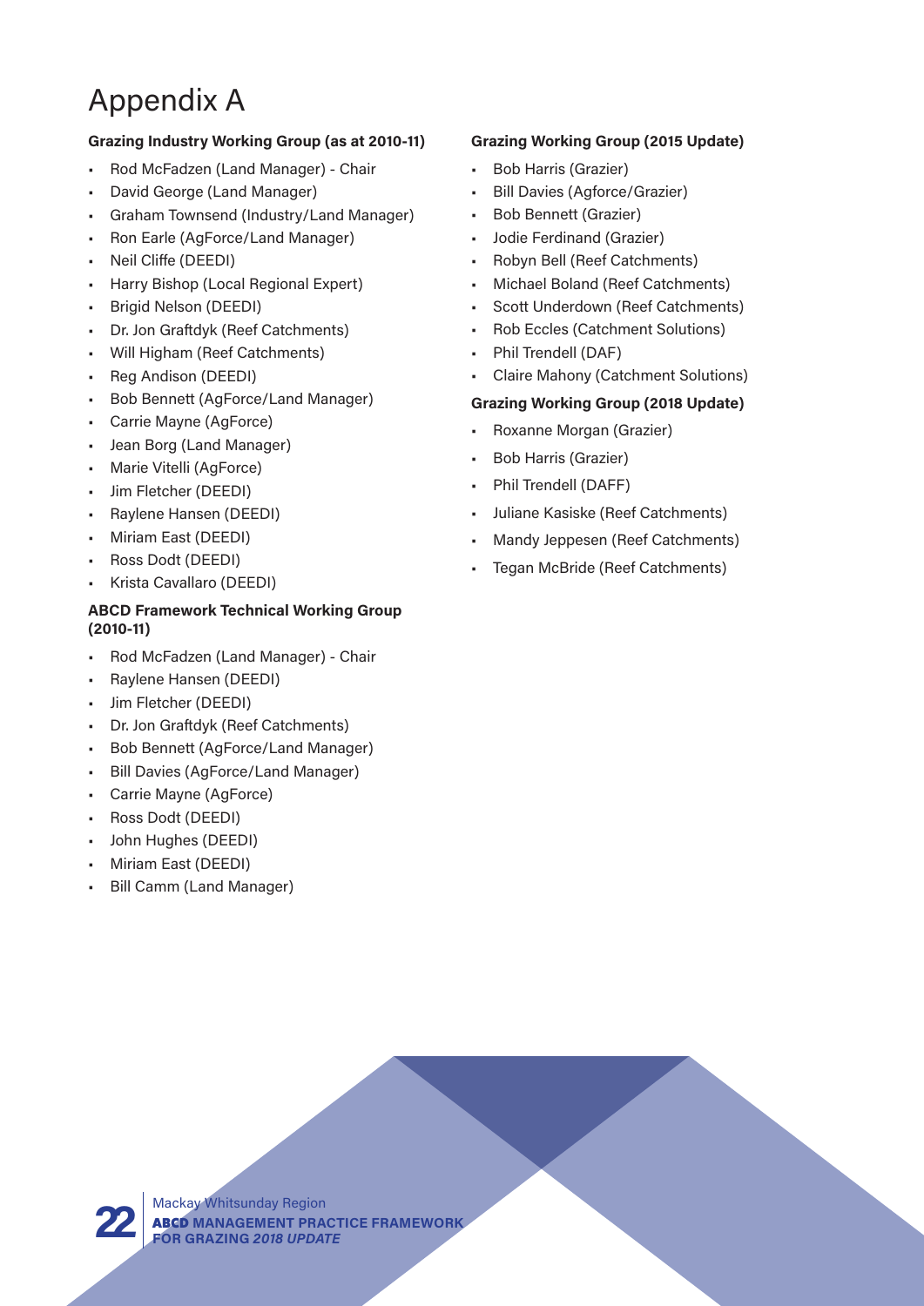# Appendix A

**Grazing Industry Working Group (as at 2010-11)**

- Rod McFadzen (Land Manager) - Chair
- David George (Land Manager)
- Graham Townsend (Industry/Land Manager)
- Ron Earle (AgForce/Land Manager)
- Neil Cliffe (DEEDI)
- Harry Bishop (Local Regional Expert)
- Brigid Nelson (DEEDI)
- Dr. Jon Graftdyk (Reef Catchments)
- Will Higham (Reef Catchments)
- Reg Andison (DEEDI)
- Bob Bennett (AgForce/Land Manager)
- Carrie Mayne (AgForce)
- Jean Borg (Land Manager)
- Marie Vitelli (AgForce)
- Jim Fletcher (DEEDI)
- Raylene Hansen (DEEDI)
- Miriam East (DEEDI)
- Ross Dodt (DEEDI)
- Krista Cavallaro (DEEDI)

**ABCD Framework Technical Working Group (2010-11)**

- Rod McFadzen (Land Manager) - Chair
- Raylene Hansen (DEEDI)
- Jim Fletcher (DEEDI)
- Dr. Jon Graftdyk (Reef Catchments)
- Bob Bennett (AgForce/Land Manager)
- Bill Davies (AgForce/Land Manager)
- Carrie Mayne (AgForce)
- Ross Dodt (DEEDI)
- John Hughes (DEEDI)
- Miriam East (DEEDI)
- Bill Camm (Land Manager)

**Grazing Working Group (2015 Update)**

- Bob Harris (Grazier)
- Bill Davies (Agforce/Grazier)
- Bob Bennett (Grazier)
- Jodie Ferdinand (Grazier)
- Robyn Bell (Reef Catchments)
- Michael Boland (Reef Catchments)
- Scott Underdown (Reef Catchments)
- Rob Eccles (Catchment Solutions)
- Phil Trendell (DAF)
- Claire Mahony (Catchment Solutions)

**Grazing Working Group (2018 Update)**

- Roxanne Morgan (Grazier)
- Bob Harris (Grazier)
- Phil Trendell (DAFF)
- Juliane Kasiske (Reef Catchments)
- Mandy Jeppesen (Reef Catchments)
- Tegan McBride (Reef Catchments)